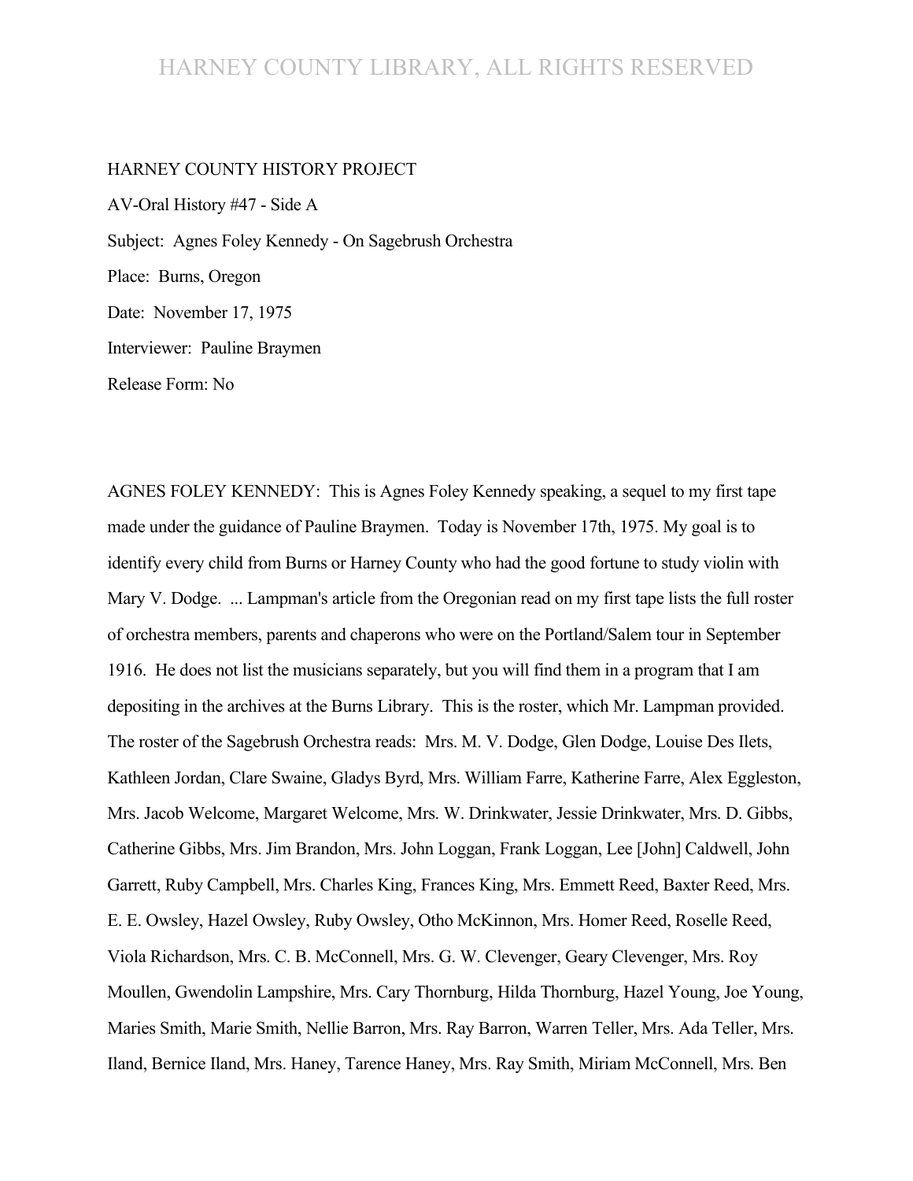HARNEY COUNTY LIBRARY, ALL RIGHTS RESERVED

HARNEY COUNTY HISTORY PROJECT

AV-Oral History #47 - Side A

Subject: Agnes Foley Kennedy - On Sagebrush Orchestra

Place: Burns, Oregon

Date: November 17, 1975

Interviewer: Pauline Braymen

Release Form: No

AGNES FOLEY KENNEDY: This is Agnes Foley Kennedy speaking, a sequel to my first tape made under the guidance of Pauline Braymen. Today is November 17th, 1975. My goal is to identify every child from Burns or Harney County who had the good fortune to study violin with Mary V. Dodge. ... Lampman's article from the Oregonian read on my first tape lists the full roster of orchestra members, parents and chaperons who were on the Portland/Salem tour in September 1916. He does not list the musicians separately, but you will find them in a program that I am depositing in the archives at the Burns Library. This is the roster, which Mr. Lampman provided. The roster of the Sagebrush Orchestra reads: Mrs. M. V. Dodge, Glen Dodge, Louise Des Ilets, Kathleen Jordan, Clare Swaine, Gladys Byrd, Mrs. William Farre, Katherine Farre, Alex Eggleston, Mrs. Jacob Welcome, Margaret Welcome, Mrs. W. Drinkwater, Jessie Drinkwater, Mrs. D. Gibbs, Catherine Gibbs, Mrs. Jim Brandon, Mrs. John Loggan, Frank Loggan, Lee [John] Caldwell, John Garrett, Ruby Campbell, Mrs. Charles King, Frances King, Mrs. Emmett Reed, Baxter Reed, Mrs. E. E. Owsley, Hazel Owsley, Ruby Owsley, Otho McKinnon, Mrs. Homer Reed, Roselle Reed, Viola Richardson, Mrs. C. B. McConnell, Mrs. G. W. Clevenger, Geary Clevenger, Mrs. Roy Moullen, Gwendolin Lampshire, Mrs. Cary Thornburg, Hilda Thornburg, Hazel Young, Joe Young, Maries Smith, Marie Smith, Nellie Barron, Mrs. Ray Barron, Warren Teller, Mrs. Ada Teller, Mrs. Iland, Bernice Iland, Mrs. Haney, Tarence Haney, Mrs. Ray Smith, Miriam McConnell, Mrs. Ben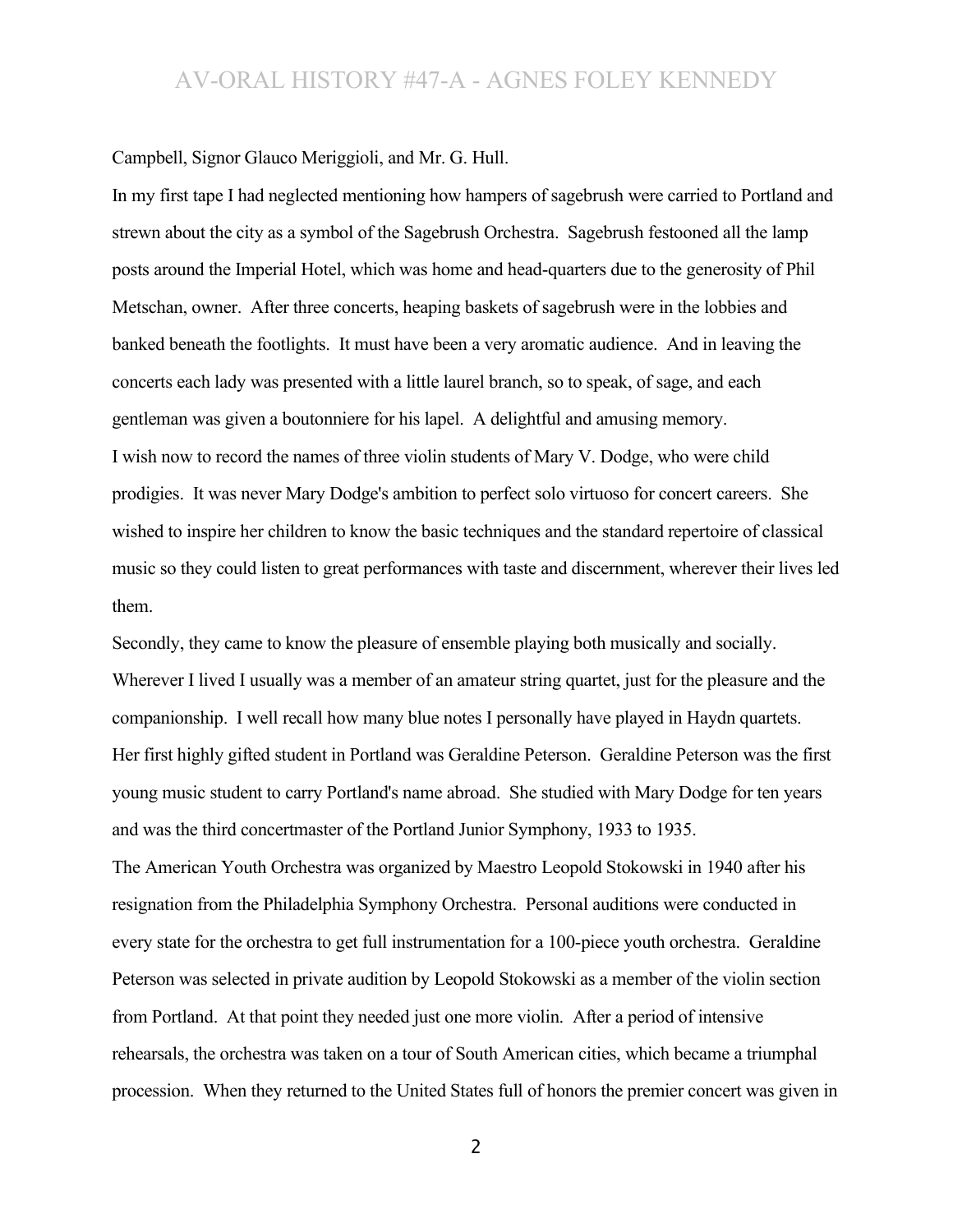Campbell, Signor Glauco Meriggioli, and Mr. G. Hull.

In my first tape I had neglected mentioning how hampers of sagebrush were carried to Portland and strewn about the city as a symbol of the Sagebrush Orchestra. Sagebrush festooned all the lamp posts around the Imperial Hotel, which was home and head-quarters due to the generosity of Phil Metschan, owner. After three concerts, heaping baskets of sagebrush were in the lobbies and banked beneath the footlights. It must have been a very aromatic audience. And in leaving the concerts each lady was presented with a little laurel branch, so to speak, of sage, and each gentleman was given a boutonniere for his lapel. A delightful and amusing memory.

I wish now to record the names of three violin students of Mary V. Dodge, who were child prodigies. It was never Mary Dodge's ambition to perfect solo virtuoso for concert careers. She wished to inspire her children to know the basic techniques and the standard repertoire of classical music so they could listen to great performances with taste and discernment, wherever their lives led them.

Secondly, they came to know the pleasure of ensemble playing both musically and socially. Wherever I lived I usually was a member of an amateur string quartet, just for the pleasure and the companionship. I well recall how many blue notes I personally have played in Haydn quartets.

Her first highly gifted student in Portland was Geraldine Peterson. Geraldine Peterson was the first young music student to carry Portland's name abroad. She studied with Mary Dodge for ten years and was the third concertmaster of the Portland Junior Symphony, 1933 to 1935.

The American Youth Orchestra was organized by Maestro Leopold Stokowski in 1940 after his resignation from the Philadelphia Symphony Orchestra. Personal auditions were conducted in every state for the orchestra to get full instrumentation for a 100-piece youth orchestra. Geraldine Peterson was selected in private audition by Leopold Stokowski as a member of the violin section from Portland. At that point they needed just one more violin. After a period of intensive rehearsals, the orchestra was taken on a tour of South American cities, which became a triumphal procession. When they returned to the United States full of honors the premier concert was given in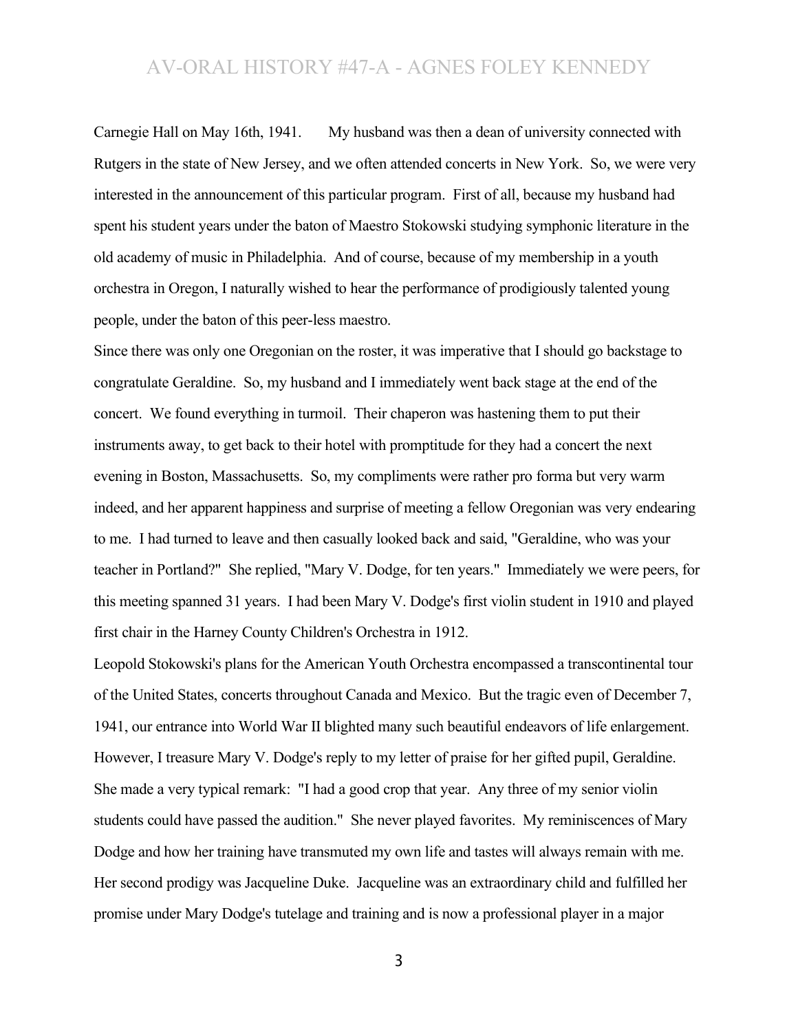Carnegie Hall on May 16th, 1941. My husband was then a dean of university connected with Rutgers in the state of New Jersey, and we often attended concerts in New York. So, we were very interested in the announcement of this particular program. First of all, because my husband had spent his student years under the baton of Maestro Stokowski studying symphonic literature in the old academy of music in Philadelphia. And of course, because of my membership in a youth orchestra in Oregon, I naturally wished to hear the performance of prodigiously talented young people, under the baton of this peer-less maestro.

Since there was only one Oregonian on the roster, it was imperative that I should go backstage to congratulate Geraldine. So, my husband and I immediately went back stage at the end of the concert. We found everything in turmoil. Their chaperon was hastening them to put their instruments away, to get back to their hotel with promptitude for they had a concert the next evening in Boston, Massachusetts. So, my compliments were rather pro forma but very warm indeed, and her apparent happiness and surprise of meeting a fellow Oregonian was very endearing to me. I had turned to leave and then casually looked back and said, "Geraldine, who was your teacher in Portland?" She replied, "Mary V. Dodge, for ten years." Immediately we were peers, for this meeting spanned 31 years. I had been Mary V. Dodge's first violin student in 1910 and played first chair in the Harney County Children's Orchestra in 1912.

Leopold Stokowski's plans for the American Youth Orchestra encompassed a transcontinental tour of the United States, concerts throughout Canada and Mexico. But the tragic even of December 7, 1941, our entrance into World War II blighted many such beautiful endeavors of life enlargement. However, I treasure Mary V. Dodge's reply to my letter of praise for her gifted pupil, Geraldine. She made a very typical remark: "I had a good crop that year. Any three of my senior violin students could have passed the audition." She never played favorites. My reminiscences of Mary Dodge and how her training have transmuted my own life and tastes will always remain with me. Her second prodigy was Jacqueline Duke. Jacqueline was an extraordinary child and fulfilled her promise under Mary Dodge's tutelage and training and is now a professional player in a major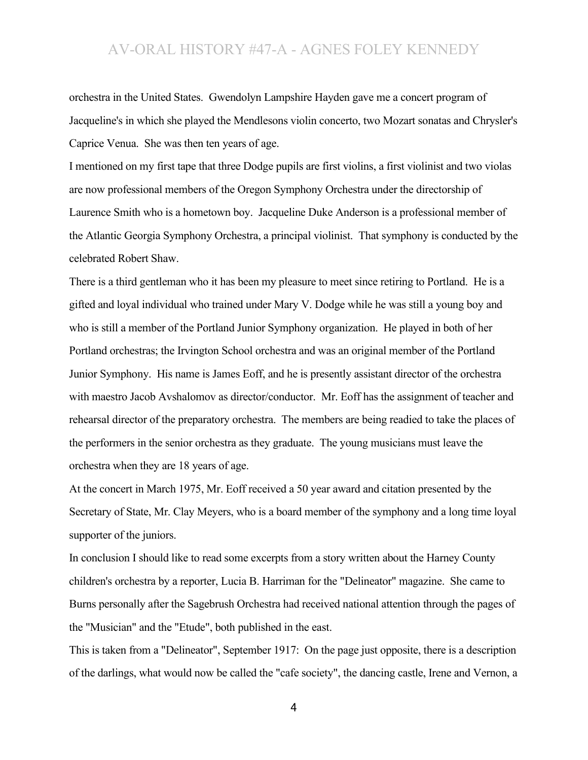orchestra in the United States. Gwendolyn Lampshire Hayden gave me a concert program of Jacqueline's in which she played the Mendlesons violin concerto, two Mozart sonatas and Chrysler's Caprice Venua. She was then ten years of age.

I mentioned on my first tape that three Dodge pupils are first violins, a first violinist and two violas are now professional members of the Oregon Symphony Orchestra under the directorship of Laurence Smith who is a hometown boy. Jacqueline Duke Anderson is a professional member of the Atlantic Georgia Symphony Orchestra, a principal violinist. That symphony is conducted by the celebrated Robert Shaw.

There is a third gentleman who it has been my pleasure to meet since retiring to Portland. He is a gifted and loyal individual who trained under Mary V. Dodge while he was still a young boy and who is still a member of the Portland Junior Symphony organization. He played in both of her Portland orchestras; the Irvington School orchestra and was an original member of the Portland Junior Symphony. His name is James Eoff, and he is presently assistant director of the orchestra with maestro Jacob Avshalomov as director/conductor. Mr. Eoff has the assignment of teacher and rehearsal director of the preparatory orchestra. The members are being readied to take the places of the performers in the senior orchestra as they graduate. The young musicians must leave the orchestra when they are 18 years of age.

At the concert in March 1975, Mr. Eoff received a 50 year award and citation presented by the Secretary of State, Mr. Clay Meyers, who is a board member of the symphony and a long time loyal supporter of the juniors.

In conclusion I should like to read some excerpts from a story written about the Harney County children's orchestra by a reporter, Lucia B. Harriman for the "Delineator" magazine. She came to Burns personally after the Sagebrush Orchestra had received national attention through the pages of the "Musician" and the "Etude", both published in the east.

This is taken from a "Delineator", September 1917: On the page just opposite, there is a description of the darlings, what would now be called the "cafe society", the dancing castle, Irene and Vernon, a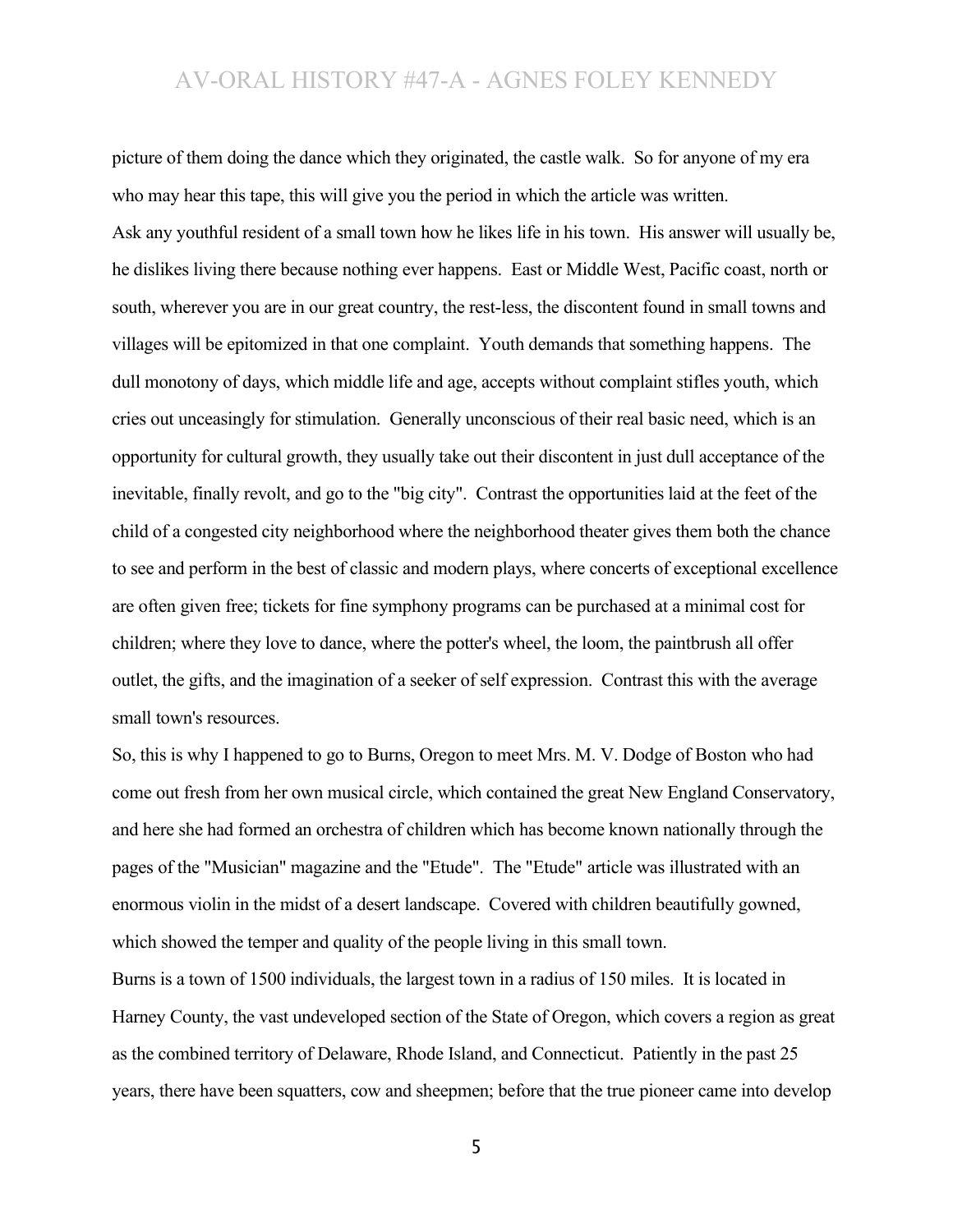picture of them doing the dance which they originated, the castle walk. So for anyone of my era who may hear this tape, this will give you the period in which the article was written.

Ask any youthful resident of a small town how he likes life in his town. His answer will usually be, he dislikes living there because nothing ever happens. East or Middle West, Pacific coast, north or south, wherever you are in our great country, the rest-less, the discontent found in small towns and villages will be epitomized in that one complaint. Youth demands that something happens. The dull monotony of days, which middle life and age, accepts without complaint stifles youth, which cries out unceasingly for stimulation. Generally unconscious of their real basic need, which is an opportunity for cultural growth, they usually take out their discontent in just dull acceptance of the inevitable, finally revolt, and go to the "big city". Contrast the opportunities laid at the feet of the child of a congested city neighborhood where the neighborhood theater gives them both the chance to see and perform in the best of classic and modern plays, where concerts of exceptional excellence are often given free; tickets for fine symphony programs can be purchased at a minimal cost for children; where they love to dance, where the potter's wheel, the loom, the paintbrush all offer outlet, the gifts, and the imagination of a seeker of self expression. Contrast this with the average small town's resources.

So, this is why I happened to go to Burns, Oregon to meet Mrs. M. V. Dodge of Boston who had come out fresh from her own musical circle, which contained the great New England Conservatory, and here she had formed an orchestra of children which has become known nationally through the pages of the "Musician" magazine and the "Etude". The "Etude" article was illustrated with an enormous violin in the midst of a desert landscape. Covered with children beautifully gowned, which showed the temper and quality of the people living in this small town.

Burns is a town of 1500 individuals, the largest town in a radius of 150 miles. It is located in Harney County, the vast undeveloped section of the State of Oregon, which covers a region as great as the combined territory of Delaware, Rhode Island, and Connecticut. Patiently in the past 25 years, there have been squatters, cow and sheepmen; before that the true pioneer came into develop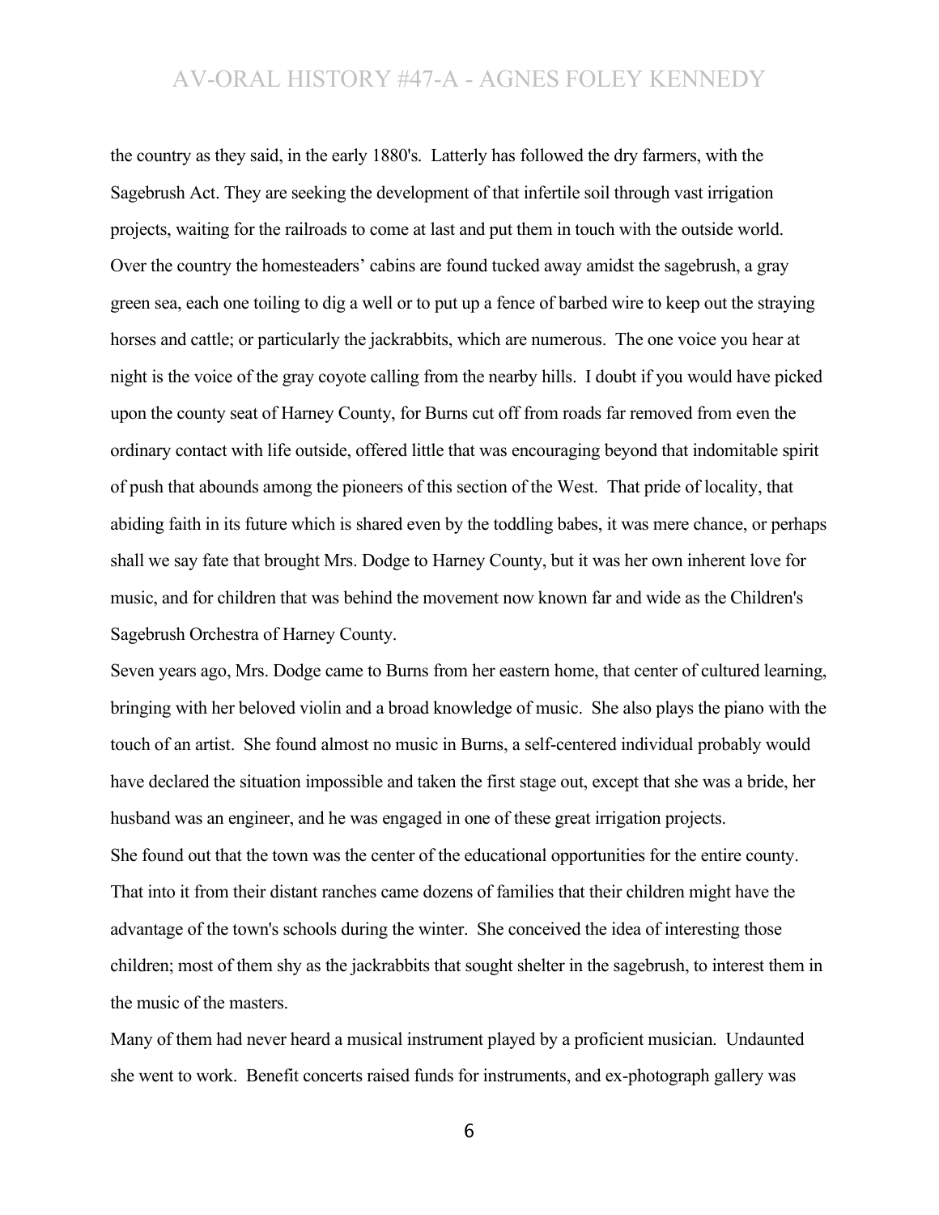the country as they said, in the early 1880's. Latterly has followed the dry farmers, with the Sagebrush Act. They are seeking the development of that infertile soil through vast irrigation projects, waiting for the railroads to come at last and put them in touch with the outside world. Over the country the homesteaders' cabins are found tucked away amidst the sagebrush, a gray green sea, each one toiling to dig a well or to put up a fence of barbed wire to keep out the straying horses and cattle; or particularly the jackrabbits, which are numerous. The one voice you hear at night is the voice of the gray coyote calling from the nearby hills. I doubt if you would have picked upon the county seat of Harney County, for Burns cut off from roads far removed from even the ordinary contact with life outside, offered little that was encouraging beyond that indomitable spirit of push that abounds among the pioneers of this section of the West. That pride of locality, that abiding faith in its future which is shared even by the toddling babes, it was mere chance, or perhaps shall we say fate that brought Mrs. Dodge to Harney County, but it was her own inherent love for music, and for children that was behind the movement now known far and wide as the Children's Sagebrush Orchestra of Harney County.

Seven years ago, Mrs. Dodge came to Burns from her eastern home, that center of cultured learning, bringing with her beloved violin and a broad knowledge of music. She also plays the piano with the touch of an artist. She found almost no music in Burns, a self-centered individual probably would have declared the situation impossible and taken the first stage out, except that she was a bride, her husband was an engineer, and he was engaged in one of these great irrigation projects.

She found out that the town was the center of the educational opportunities for the entire county. That into it from their distant ranches came dozens of families that their children might have the advantage of the town's schools during the winter. She conceived the idea of interesting those children; most of them shy as the jackrabbits that sought shelter in the sagebrush, to interest them in the music of the masters.

Many of them had never heard a musical instrument played by a proficient musician. Undaunted she went to work. Benefit concerts raised funds for instruments, and ex-photograph gallery was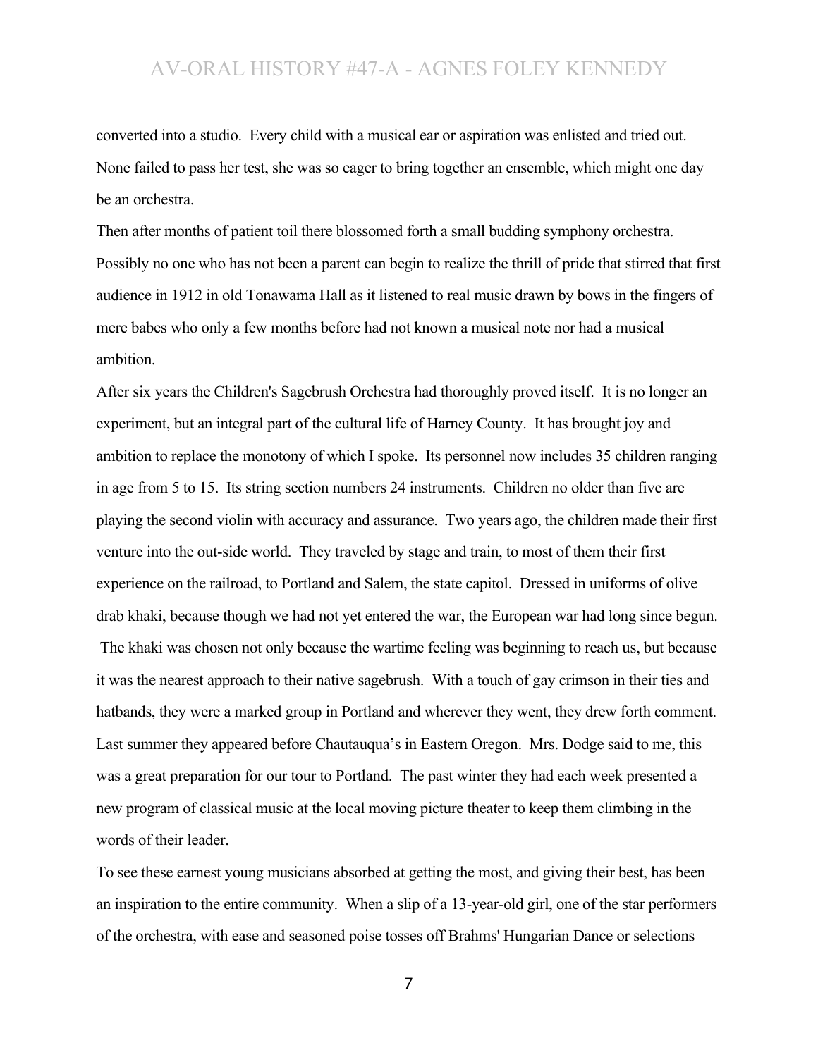converted into a studio. Every child with a musical ear or aspiration was enlisted and tried out. None failed to pass her test, she was so eager to bring together an ensemble, which might one day be an orchestra.

Then after months of patient toil there blossomed forth a small budding symphony orchestra. Possibly no one who has not been a parent can begin to realize the thrill of pride that stirred that first audience in 1912 in old Tonawama Hall as it listened to real music drawn by bows in the fingers of mere babes who only a few months before had not known a musical note nor had a musical ambition.

After six years the Children's Sagebrush Orchestra had thoroughly proved itself. It is no longer an experiment, but an integral part of the cultural life of Harney County. It has brought joy and ambition to replace the monotony of which I spoke. Its personnel now includes 35 children ranging in age from 5 to 15. Its string section numbers 24 instruments. Children no older than five are playing the second violin with accuracy and assurance. Two years ago, the children made their first venture into the out-side world. They traveled by stage and train, to most of them their first experience on the railroad, to Portland and Salem, the state capitol. Dressed in uniforms of olive drab khaki, because though we had not yet entered the war, the European war had long since begun. The khaki was chosen not only because the wartime feeling was beginning to reach us, but because it was the nearest approach to their native sagebrush. With a touch of gay crimson in their ties and hatbands, they were a marked group in Portland and wherever they went, they drew forth comment. Last summer they appeared before Chautauqua's in Eastern Oregon. Mrs. Dodge said to me, this was a great preparation for our tour to Portland. The past winter they had each week presented a new program of classical music at the local moving picture theater to keep them climbing in the words of their leader.

To see these earnest young musicians absorbed at getting the most, and giving their best, has been an inspiration to the entire community. When a slip of a 13-year-old girl, one of the star performers of the orchestra, with ease and seasoned poise tosses off Brahms' Hungarian Dance or selections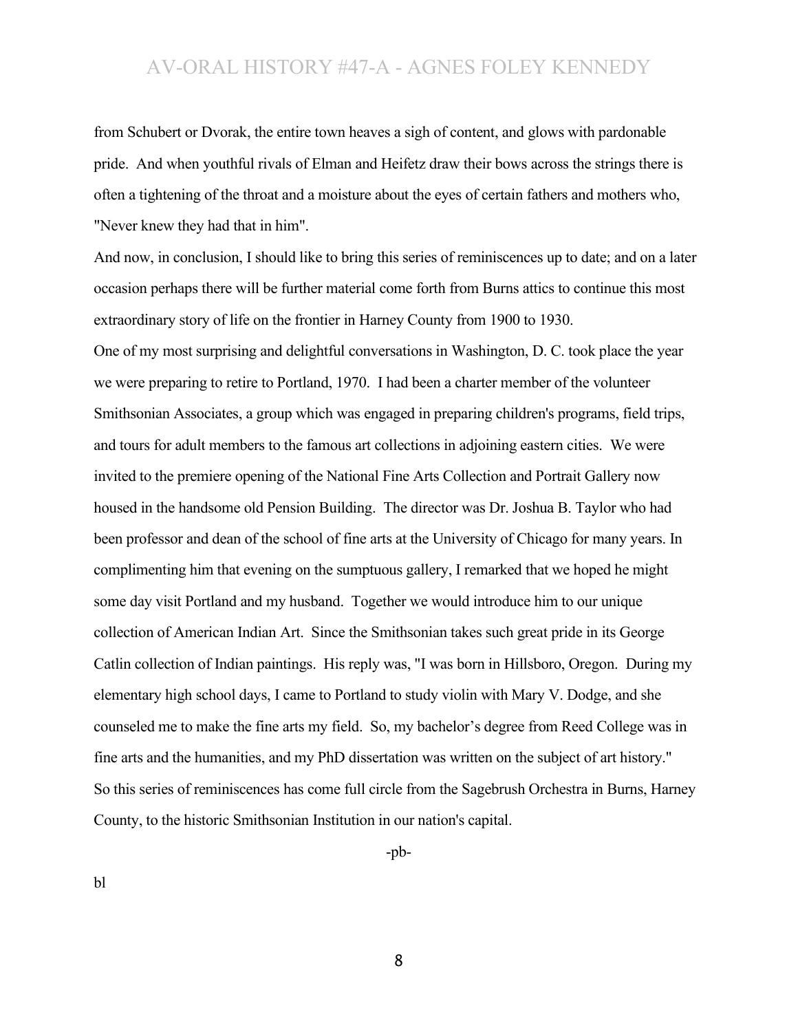from Schubert or Dvorak, the entire town heaves a sigh of content, and glows with pardonable pride. And when youthful rivals of Elman and Heifetz draw their bows across the strings there is often a tightening of the throat and a moisture about the eyes of certain fathers and mothers who, "Never knew they had that in him".

And now, in conclusion, I should like to bring this series of reminiscences up to date; and on a later occasion perhaps there will be further material come forth from Burns attics to continue this most extraordinary story of life on the frontier in Harney County from 1900 to 1930.

One of my most surprising and delightful conversations in Washington, D. C. took place the year we were preparing to retire to Portland, 1970. I had been a charter member of the volunteer Smithsonian Associates, a group which was engaged in preparing children's programs, field trips, and tours for adult members to the famous art collections in adjoining eastern cities. We were invited to the premiere opening of the National Fine Arts Collection and Portrait Gallery now housed in the handsome old Pension Building. The director was Dr. Joshua B. Taylor who had been professor and dean of the school of fine arts at the University of Chicago for many years. In complimenting him that evening on the sumptuous gallery, I remarked that we hoped he might some day visit Portland and my husband. Together we would introduce him to our unique collection of American Indian Art. Since the Smithsonian takes such great pride in its George Catlin collection of Indian paintings. His reply was, "I was born in Hillsboro, Oregon. During my elementary high school days, I came to Portland to study violin with Mary V. Dodge, and she counseled me to make the fine arts my field. So, my bachelor's degree from Reed College was in fine arts and the humanities, and my PhD dissertation was written on the subject of art history."

So this series of reminiscences has come full circle from the Sagebrush Orchestra in Burns, Harney County, to the historic Smithsonian Institution in our nation's capital.

-pb-

bl